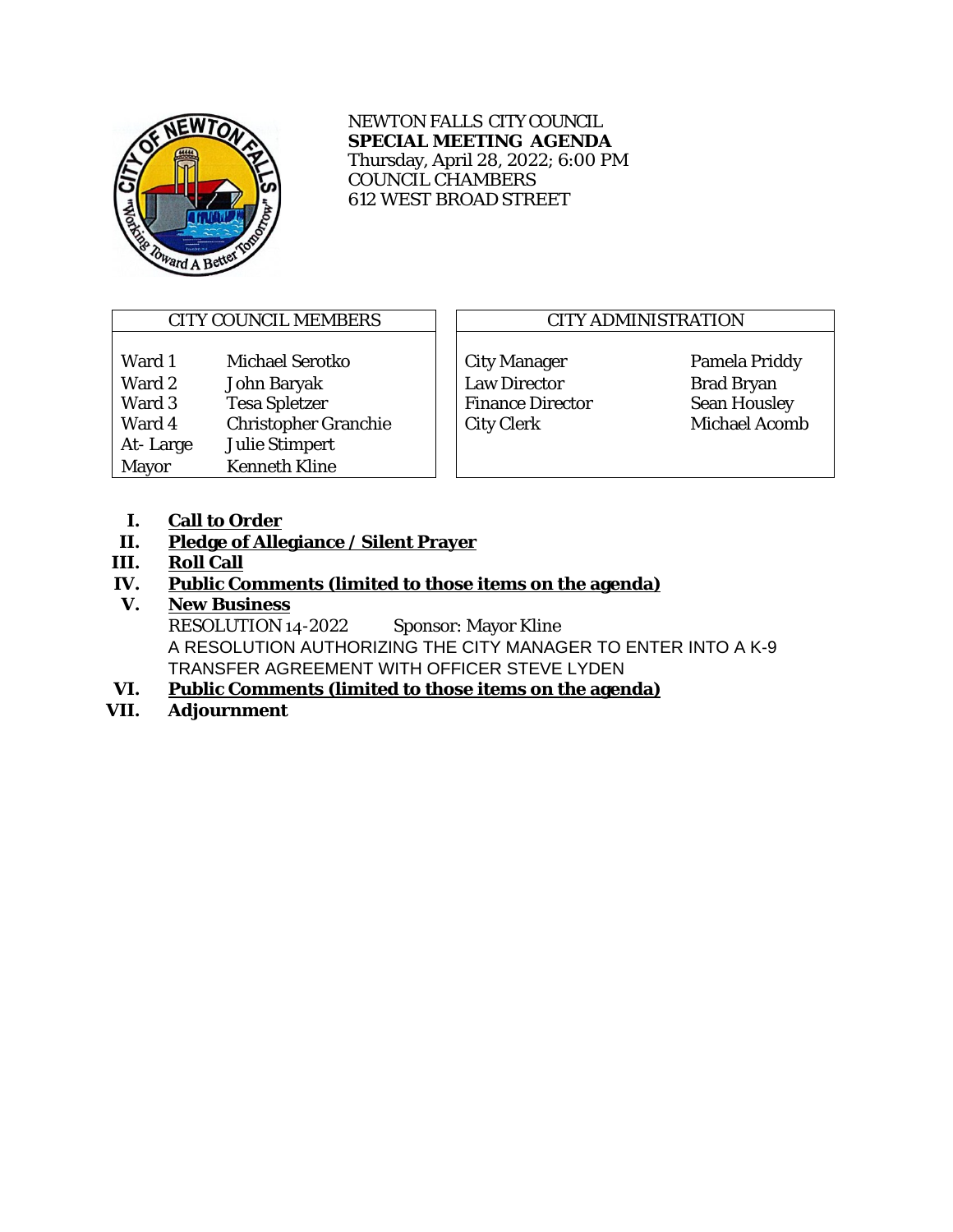NEWTON FALLS CITY COUNCIL
**SPECIAL MEETING AGENDA**
Thursday, April 28, 2022; 6:00 PM
COUNCIL CHAMBERS
612 WEST BROAD STREET

| CITY COUNCIL MEMBERS | |
|---|---|
| Ward 1 | Michael Serotko |
| Ward 2 | John Baryak |
| Ward 3 | Tesa Spletzer |
| Ward 4 | Christopher Granchie |
| At- Large | Julie Stimpert |
| Mayor | Kenneth Kline |

| CITY ADMINISTRATION | |
|---|---|
| City Manager | Pamela Priddy |
| Law Director | Brad Bryan |
| Finance Director | Sean Housley |
| City Clerk | Michael Acomb |

I. **Call to Order**

II. **Pledge of Allegiance / Silent Prayer**

III. **Roll Call**

IV. **Public Comments (limited to those items on the agenda)**

V. **New Business**

RESOLUTION 14-2022 Sponsor: Mayor Kline

A RESOLUTION AUTHORIZING THE CITY MANAGER TO ENTER INTO A K-9 TRANSFER AGREEMENT WITH OFFICER STEVE LYDEN

VI. **Public Comments (limited to those items on the agenda)**

VII. **Adjournment**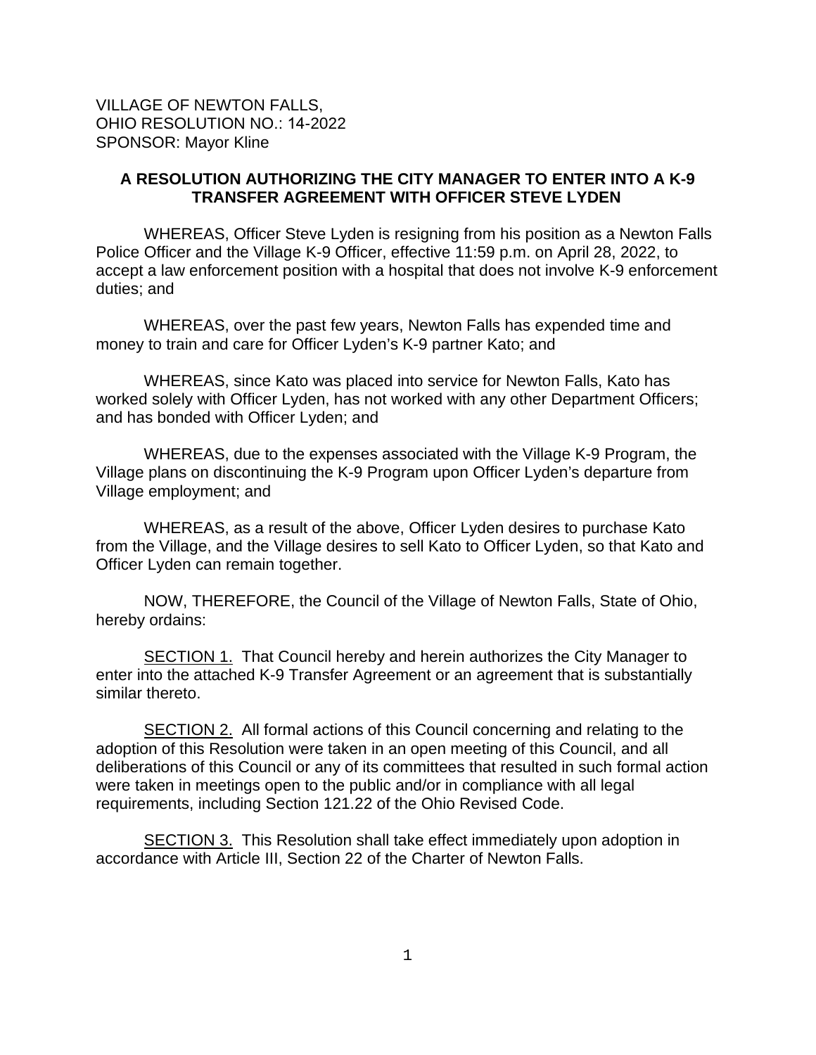VILLAGE OF NEWTON FALLS,
OHIO RESOLUTION NO.: 14-2022
SPONSOR: Mayor Kline

**A RESOLUTION AUTHORIZING THE CITY MANAGER TO ENTER INTO A K-9 TRANSFER AGREEMENT WITH OFFICER STEVE LYDEN**

WHEREAS, Officer Steve Lyden is resigning from his position as a Newton Falls Police Officer and the Village K-9 Officer, effective 11:59 p.m. on April 28, 2022, to accept a law enforcement position with a hospital that does not involve K-9 enforcement duties; and

WHEREAS, over the past few years, Newton Falls has expended time and money to train and care for Officer Lyden's K-9 partner Kato; and

WHEREAS, since Kato was placed into service for Newton Falls, Kato has worked solely with Officer Lyden, has not worked with any other Department Officers; and has bonded with Officer Lyden; and

WHEREAS, due to the expenses associated with the Village K-9 Program, the Village plans on discontinuing the K-9 Program upon Officer Lyden's departure from Village employment; and

WHEREAS, as a result of the above, Officer Lyden desires to purchase Kato from the Village, and the Village desires to sell Kato to Officer Lyden, so that Kato and Officer Lyden can remain together.

NOW, THEREFORE, the Council of the Village of Newton Falls, State of Ohio, hereby ordains:

SECTION 1. That Council hereby and herein authorizes the City Manager to enter into the attached K-9 Transfer Agreement or an agreement that is substantially similar thereto.

SECTION 2. All formal actions of this Council concerning and relating to the adoption of this Resolution were taken in an open meeting of this Council, and all deliberations of this Council or any of its committees that resulted in such formal action were taken in meetings open to the public and/or in compliance with all legal requirements, including Section 121.22 of the Ohio Revised Code.

SECTION 3. This Resolution shall take effect immediately upon adoption in accordance with Article III, Section 22 of the Charter of Newton Falls.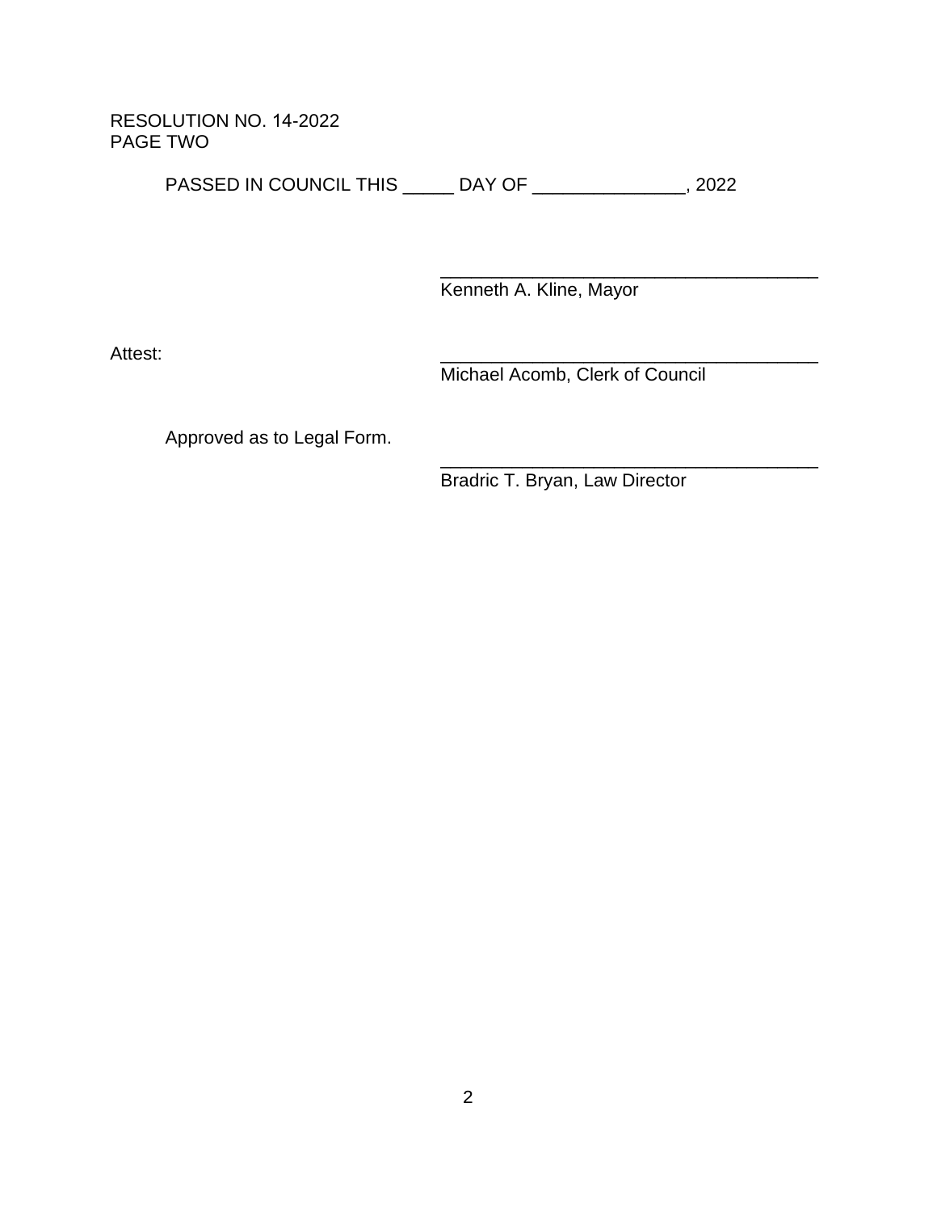RESOLUTION NO. 14-2022
PAGE TWO

PASSED IN COUNCIL THIS _____ DAY OF _______________, 2022

_______________________________________
Kenneth A. Kline, Mayor

Attest:

_______________________________________
Michael Acomb, Clerk of Council

Approved as to Legal Form.

_______________________________________
Bradric T. Bryan, Law Director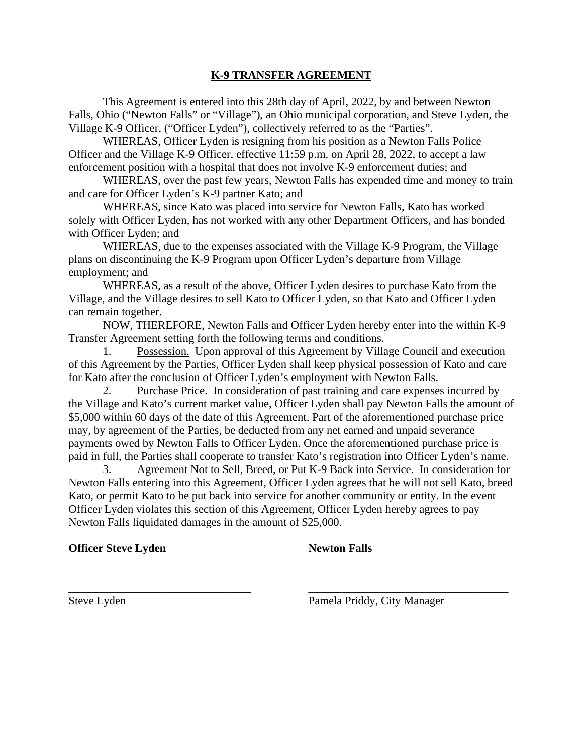**<u>K-9 TRANSFER AGREEMENT</u>**

This Agreement is entered into this 28th day of April, 2022, by and between Newton Falls, Ohio ("Newton Falls" or "Village"), an Ohio municipal corporation, and Steve Lyden, the Village K-9 Officer, ("Officer Lyden"), collectively referred to as the "Parties".

WHEREAS, Officer Lyden is resigning from his position as a Newton Falls Police Officer and the Village K-9 Officer, effective 11:59 p.m. on April 28, 2022, to accept a law enforcement position with a hospital that does not involve K-9 enforcement duties; and

WHEREAS, over the past few years, Newton Falls has expended time and money to train and care for Officer Lyden's K-9 partner Kato; and

WHEREAS, since Kato was placed into service for Newton Falls, Kato has worked solely with Officer Lyden, has not worked with any other Department Officers, and has bonded with Officer Lyden; and

WHEREAS, due to the expenses associated with the Village K-9 Program, the Village plans on discontinuing the K-9 Program upon Officer Lyden's departure from Village employment; and

WHEREAS, as a result of the above, Officer Lyden desires to purchase Kato from the Village, and the Village desires to sell Kato to Officer Lyden, so that Kato and Officer Lyden can remain together.

NOW, THEREFORE, Newton Falls and Officer Lyden hereby enter into the within K-9 Transfer Agreement setting forth the following terms and conditions.

1. <u>Possession.</u> Upon approval of this Agreement by Village Council and execution of this Agreement by the Parties, Officer Lyden shall keep physical possession of Kato and care for Kato after the conclusion of Officer Lyden's employment with Newton Falls.

2. <u>Purchase Price.</u> In consideration of past training and care expenses incurred by the Village and Kato's current market value, Officer Lyden shall pay Newton Falls the amount of $5,000 within 60 days of the date of this Agreement. Part of the aforementioned purchase price may, by agreement of the Parties, be deducted from any net earned and unpaid severance payments owed by Newton Falls to Officer Lyden. Once the aforementioned purchase price is paid in full, the Parties shall cooperate to transfer Kato's registration into Officer Lyden's name.

3. <u>Agreement Not to Sell, Breed, or Put K-9 Back into Service.</u> In consideration for Newton Falls entering into this Agreement, Officer Lyden agrees that he will not sell Kato, breed Kato, or permit Kato to be put back into service for another community or entity. In the event Officer Lyden violates this section of this Agreement, Officer Lyden hereby agrees to pay Newton Falls liquidated damages in the amount of $25,000.

**Officer Steve Lyden**

________________________________

Steve Lyden

**Newton Falls**

________________________________

Pamela Priddy, City Manager